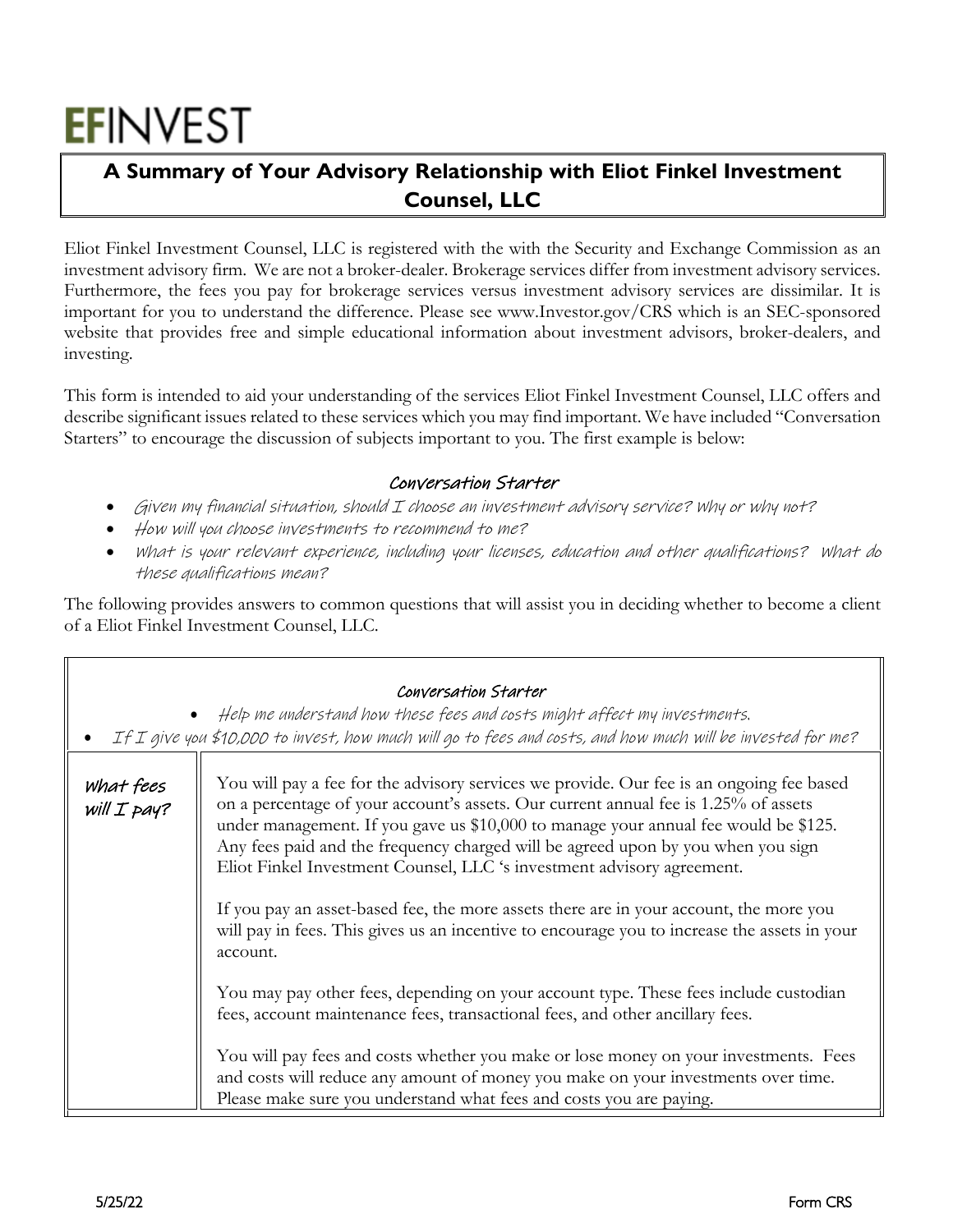# EFINVEST

## A Summary of Your Advisory Relationship with Eliot Finkel Investment Counsel, LLC

Eliot Finkel Investment Counsel, LLC is registered with the with the Security and Exchange Commission as an investment advisory firm. We are not a broker-dealer. Brokerage services differ from investment advisory services. Furthermore, the fees you pay for brokerage services versus investment advisory services are dissimilar. It is important for you to understand the difference. Please see www.Investor.gov/CRS which is an SEC-sponsored website that provides free and simple educational information about investment advisors, broker-dealers, and investing.

This form is intended to aid your understanding of the services Eliot Finkel Investment Counsel, LLC offers and describe significant issues related to these services which you may find important. We have included "Conversation Starters" to encourage the discussion of subjects important to you. The first example is below:

### *Conversation Starter*

- *Given my financial situation, should I choose an investment advisory service? Why or why not?*
- *How will you choose investments to recommend to me?*
- *What is your relevant experience, including your licenses, education and other qualifications? What do these qualifications mean?*

The following provides answers to common questions that will assist you in deciding whether to become a client of a Eliot Finkel Investment Counsel, LLC.

### *Conversation Starter*

- *Help me understand how these fees and costs might affect my investments.*
- *If I give you $10,000 to invest, how much will go to fees and costs, and how much will be invested for me?*

| *What fees will I pay?* | |
|---|---|
| | You will pay a fee for the advisory services we provide. Our fee is an ongoing fee based on a percentage of your account's assets. Our current annual fee is 1.25% of assets under management. If you gave us $10,000 to manage your annual fee would be $125. Any fees paid and the frequency charged will be agreed upon by you when you sign Eliot Finkel Investment Counsel, LLC 's investment advisory agreement.<br><br>If you pay an asset-based fee, the more assets there are in your account, the more you will pay in fees. This gives us an incentive to encourage you to increase the assets in your account.<br><br>You may pay other fees, depending on your account type. These fees include custodian fees, account maintenance fees, transactional fees, and other ancillary fees.<br><br>You will pay fees and costs whether you make or lose money on your investments. Fees and costs will reduce any amount of money you make on your investments over time. Please make sure you understand what fees and costs you are paying. |

5/25/22 Form CRS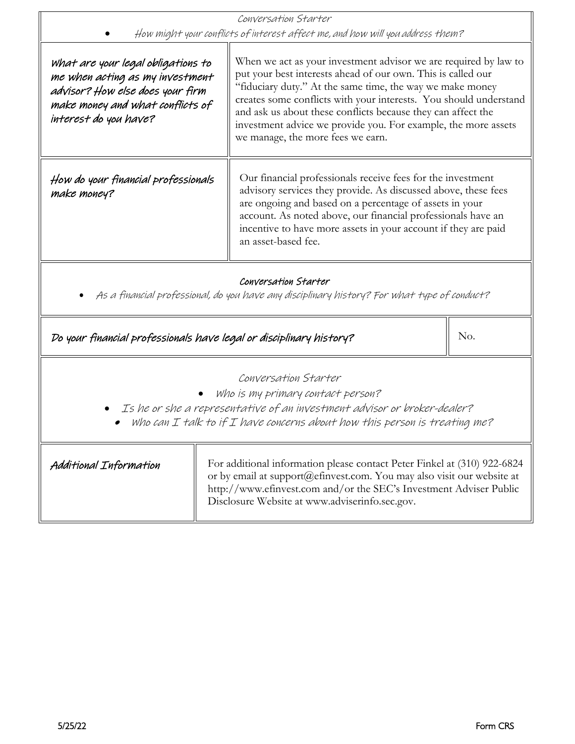*Conversation Starter*

- *How might your conflicts of interest affect me, and how will you address them?*

| | |
|---|---|
| ***What are your legal obligations to me when acting as my investment advisor? How else does your firm make money and what conflicts of interest do you have?*** | When we act as your investment advisor we are required by law to put your best interests ahead of our own. This is called our "fiduciary duty." At the same time, the way we make money creates some conflicts with your interests. You should understand and ask us about these conflicts because they can affect the investment advice we provide you. For example, the more assets we manage, the more fees we earn. |
| ***How do your financial professionals make money?*** | Our financial professionals receive fees for the investment advisory services they provide. As discussed above, these fees are ongoing and based on a percentage of assets in your account. As noted above, our financial professionals have an incentive to have more assets in your account if they are paid an asset-based fee. |

***Conversation Starter***

- *As a financial professional, do you have any disciplinary history? For what type of conduct?*

| | |
|---|---|
| ***Do your financial professionals have legal or disciplinary history?*** | No. |

*Conversation Starter*

- *Who is my primary contact person?*
- *Is he or she a representative of an investment advisor or broker-dealer?*
- *Who can I talk to if I have concerns about how this person is treating me?*

| | |
|---|---|
| *Additional Information* | For additional information please contact Peter Finkel at (310) 922-6824 or by email at support@efinvest.com. You may also visit our website at http://www.efinvest.com and/or the SEC's Investment Adviser Public Disclosure Website at www.adviserinfo.sec.gov. |

5/25/22 Form CRS